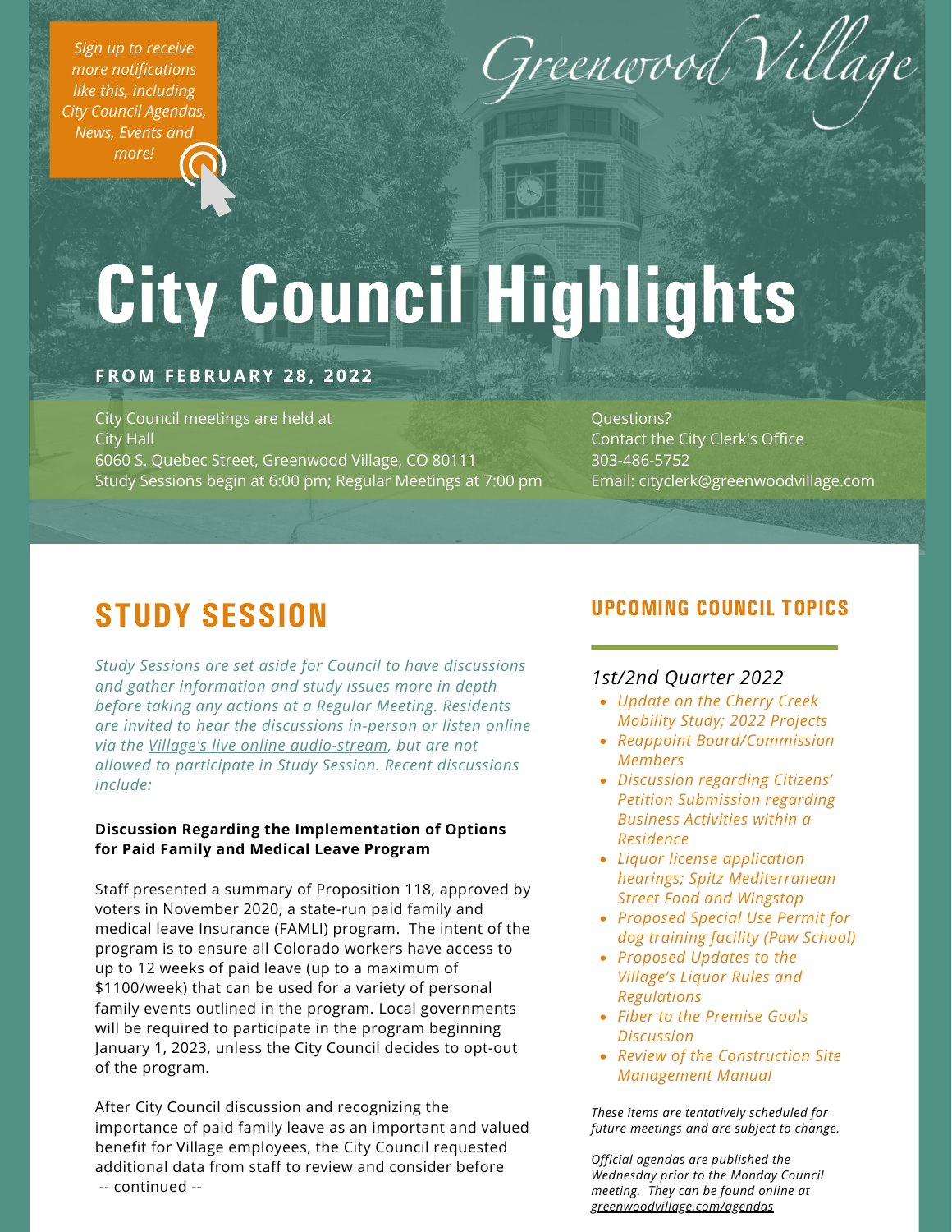*Sign up to receive more notifications like this, including City Council Agendas, News, Events and more!*

Greenwood Village

# City Council Highlights

**FROM FEBRUARY 28, 2022**

City Council meetings are held at
City Hall
6060 S. Quebec Street, Greenwood Village, CO 80111
Study Sessions begin at 6:00 pm; Regular Meetings at 7:00 pm

Questions?
Contact the City Clerk's Office
303-486-5752
Email: cityclerk@greenwoodvillage.com

## STUDY SESSION

*Study Sessions are set aside for Council to have discussions and gather information and study issues more in depth before taking any actions at a Regular Meeting. Residents are invited to hear the discussions in-person or listen online via the Village's live online audio-stream, but are not allowed to participate in Study Session. Recent discussions include:*

**Discussion Regarding the Implementation of Options for Paid Family and Medical Leave Program**

Staff presented a summary of Proposition 118, approved by voters in November 2020, a state-run paid family and medical leave Insurance (FAMLI) program. The intent of the program is to ensure all Colorado workers have access to up to 12 weeks of paid leave (up to a maximum of $1100/week) that can be used for a variety of personal family events outlined in the program. Local governments will be required to participate in the program beginning January 1, 2023, unless the City Council decides to opt-out of the program.

After City Council discussion and recognizing the importance of paid family leave as an important and valued benefit for Village employees, the City Council requested additional data from staff to review and consider before
-- continued --

## UPCOMING COUNCIL TOPICS

*1st/2nd Quarter 2022*

- *Update on the Cherry Creek Mobility Study; 2022 Projects*
- *Reappoint Board/Commission Members*
- *Discussion regarding Citizens' Petition Submission regarding Business Activities within a Residence*
- *Liquor license application hearings; Spitz Mediterranean Street Food and Wingstop*
- *Proposed Special Use Permit for dog training facility (Paw School)*
- *Proposed Updates to the Village's Liquor Rules and Regulations*
- *Fiber to the Premise Goals Discussion*
- *Review of the Construction Site Management Manual*

*These items are tentatively scheduled for future meetings and are subject to change.*

*Official agendas are published the Wednesday prior to the Monday Council meeting. They can be found online at greenwoodvillage.com/agendas*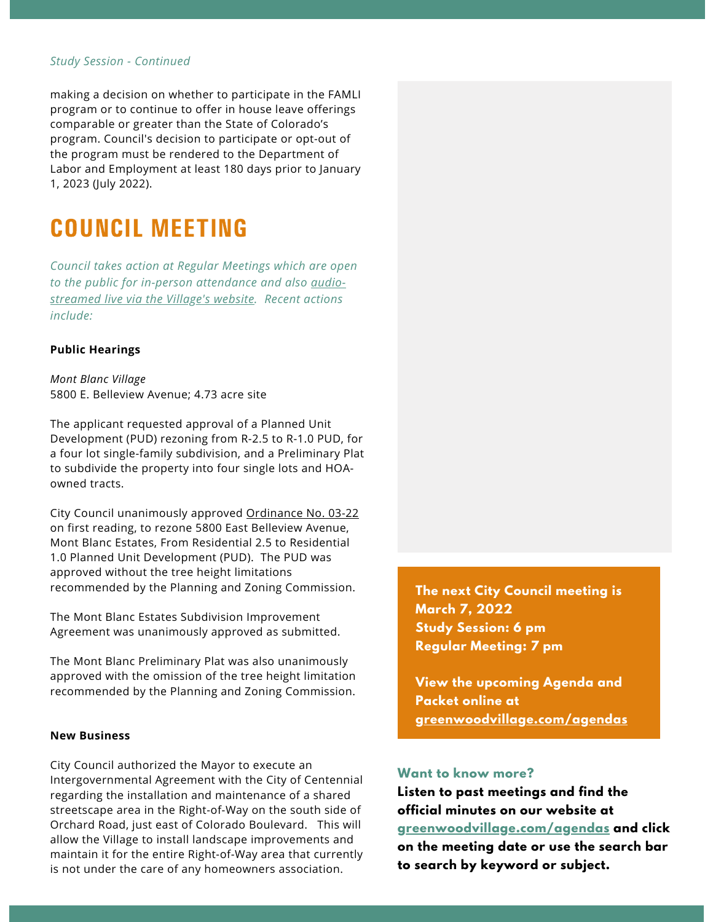*Study Session - Continued*

making a decision on whether to participate in the FAMLI program or to continue to offer in house leave offerings comparable or greater than the State of Colorado's program. Council's decision to participate or opt-out of the program must be rendered to the Department of Labor and Employment at least 180 days prior to January 1, 2023 (July 2022).

# COUNCIL MEETING

*Council takes action at Regular Meetings which are open to the public for in-person attendance and also audio-streamed live via the Village's website. Recent actions include:*

**Public Hearings**

*Mont Blanc Village*
5800 E. Belleview Avenue; 4.73 acre site

The applicant requested approval of a Planned Unit Development (PUD) rezoning from R-2.5 to R-1.0 PUD, for a four lot single-family subdivision, and a Preliminary Plat to subdivide the property into four single lots and HOA-owned tracts.

City Council unanimously approved Ordinance No. 03-22 on first reading, to rezone 5800 East Belleview Avenue, Mont Blanc Estates, From Residential 2.5 to Residential 1.0 Planned Unit Development (PUD). The PUD was approved without the tree height limitations recommended by the Planning and Zoning Commission.

The Mont Blanc Estates Subdivision Improvement Agreement was unanimously approved as submitted.

The Mont Blanc Preliminary Plat was also unanimously approved with the omission of the tree height limitation recommended by the Planning and Zoning Commission.

**New Business**

City Council authorized the Mayor to execute an Intergovernmental Agreement with the City of Centennial regarding the installation and maintenance of a shared streetscape area in the Right-of-Way on the south side of Orchard Road, just east of Colorado Boulevard. This will allow the Village to install landscape improvements and maintain it for the entire Right-of-Way area that currently is not under the care of any homeowners association.

**The next City Council meeting is March 7, 2022**
**Study Session: 6 pm**
**Regular Meeting: 7 pm**

**View the upcoming Agenda and Packet online at greenwoodvillage.com/agendas**

**Want to know more?**

**Listen to past meetings and find the official minutes on our website at greenwoodvillage.com/agendas and click on the meeting date or use the search bar to search by keyword or subject.**